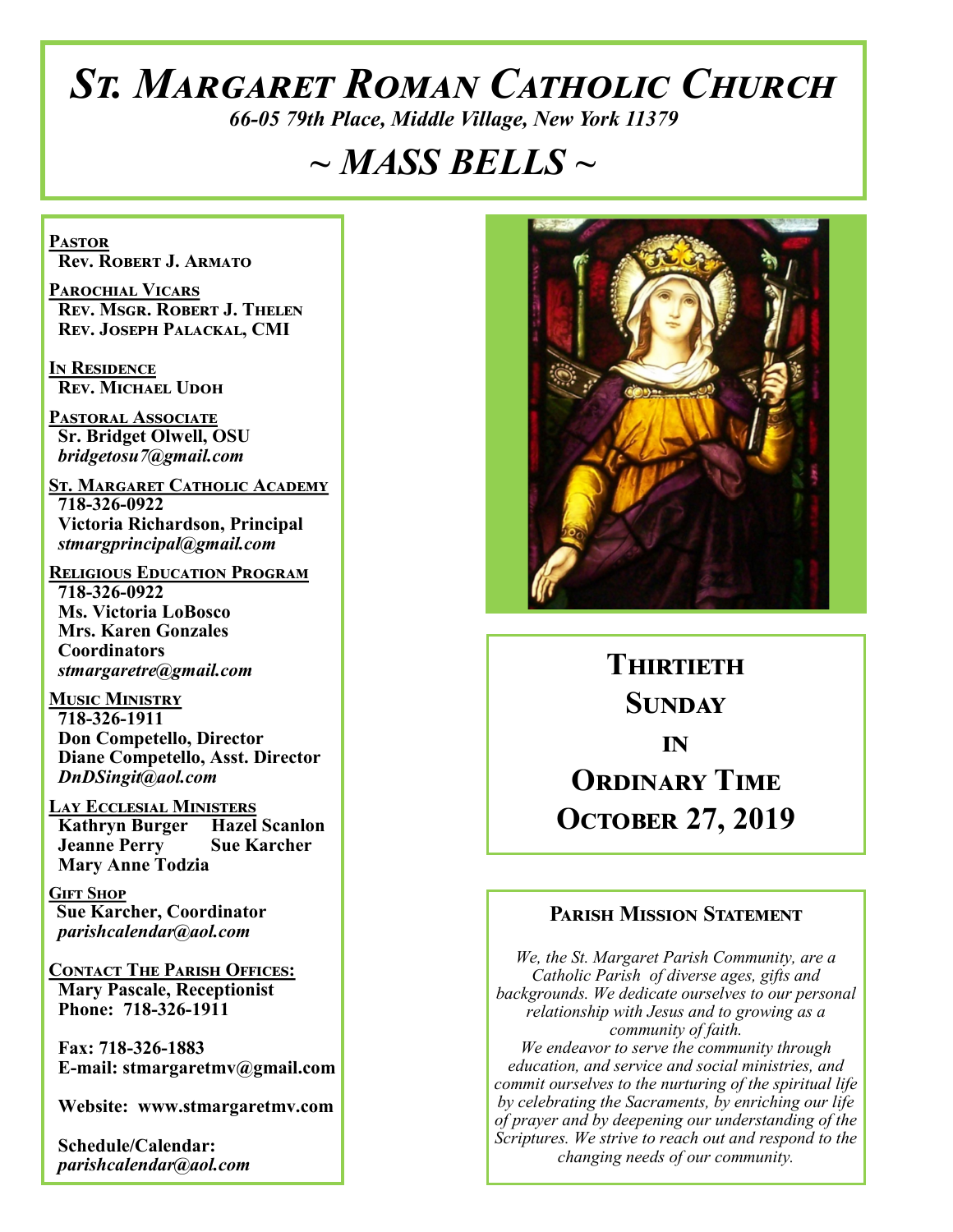# *St. Margaret Roman Catholic Church*

*66-05 79th Place, Middle Village, New York 11379*

## *~ MASS BELLS ~*

**Pastor**
**Rev. Robert J. Armato**

**Parochial Vicars**
**Rev. Msgr. Robert J. Thelen**
**Rev. Joseph Palackal, CMI**

**In Residence**
**Rev. Michael Udoh**

**Pastoral Associate**
**Sr. Bridget Olwell, OSU**
*bridgetosu7@gmail.com*

**St. Margaret Catholic Academy**
**718-326-0922**
**Victoria Richardson, Principal**
*stmargprincipal@gmail.com*

**Religious Education Program**
**718-326-0922**
**Ms. Victoria LoBosco**
**Mrs. Karen Gonzales**
**Coordinators**
*stmargaretre@gmail.com*

**Music Ministry**
**718-326-1911**
**Don Competello, Director**
**Diane Competello, Asst. Director**
*DnDSingit@aol.com*

**Lay Ecclesial Ministers**
**Kathryn Burger**
**Hazel Scanlon**
**Jeanne Perry**
**Sue Karcher**
**Mary Anne Todzia**

**Gift Shop**
**Sue Karcher, Coordinator**
*parishcalendar@aol.com*

**Contact The Parish Offices:**
**Mary Pascale, Receptionist**
**Phone: 718-326-1911**

**Fax: 718-326-1883**
**E-mail: stmargaretmv@gmail.com**

**Website: www.stmargaretmv.com**

**Schedule/Calendar:**
*parishcalendar@aol.com*

## Thirtieth Sunday in Ordinary Time
## October 27, 2019

### Parish Mission Statement

*We, the St. Margaret Parish Community, are a Catholic Parish of diverse ages, gifts and backgrounds. We dedicate ourselves to our personal relationship with Jesus and to growing as a community of faith.*
*We endeavor to serve the community through education, and service and social ministries, and commit ourselves to the nurturing of the spiritual life by celebrating the Sacraments, by enriching our life of prayer and by deepening our understanding of the Scriptures. We strive to reach out and respond to the changing needs of our community.*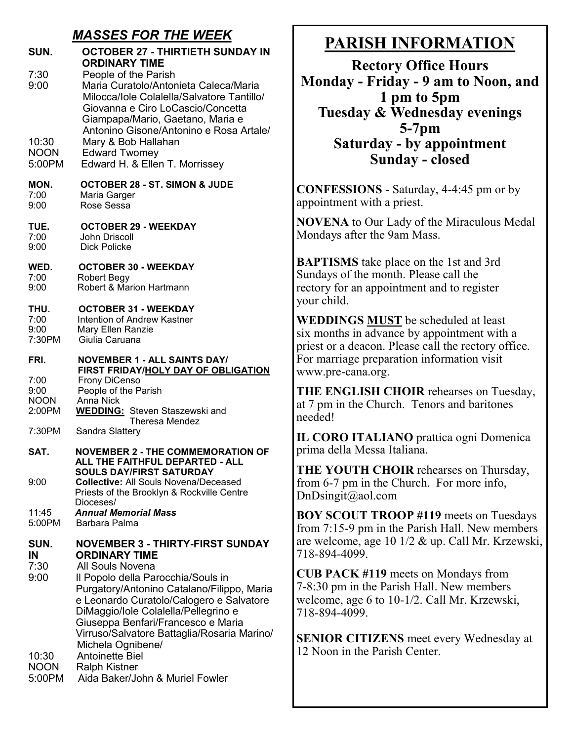## *MASSES FOR THE WEEK*

**SUN. OCTOBER 27 - THIRTIETH SUNDAY IN ORDINARY TIME**

7:30 People of the Parish
9:00 Maria Curatolo/Antonieta Caleca/Maria Milocca/Iole Colalella/Salvatore Tantillo/ Giovanna e Ciro LoCascio/Concetta Giampapa/Mario, Gaetano, Maria e Antonino Gisone/Antonino e Rosa Artale/
10:30 Mary & Bob Hallahan
NOON Edward Twomey
5:00PM Edward H. & Ellen T. Morrissey

**MON. OCTOBER 28 - ST. SIMON & JUDE**

7:00 Maria Garger
9:00 Rose Sessa

**TUE. OCTOBER 29 - WEEKDAY**

7:00 John Driscoll
9:00 Dick Policke

**WED. OCTOBER 30 - WEEKDAY**

7:00 Robert Begy
9:00 Robert & Marion Hartmann

**THU. OCTOBER 31 - WEEKDAY**

7:00 Intention of Andrew Kastner
9:00 Mary Ellen Ranzie
7:30PM Giulia Caruana

**FRI. NOVEMBER 1 - ALL SAINTS DAY/ FIRST FRIDAY/HOLY DAY OF OBLIGATION**

7:00 Frony DiCenso
9:00 People of the Parish
NOON Anna Nick
2:00PM **WEDDING:** Steven Staszewski and Theresa Mendez
7:30PM Sandra Slattery

**SAT. NOVEMBER 2 - THE COMMEMORATION OF ALL THE FAITHFUL DEPARTED - ALL SOULS DAY/FIRST SATURDAY**

9:00 **Collective:** All Souls Novena/Deceased Priests of the Brooklyn & Rockville Centre Dioceses/
11:45 ***Annual Memorial Mass***
5:00PM Barbara Palma

**SUN. NOVEMBER 3 - THIRTY-FIRST SUNDAY IN ORDINARY TIME**

7:30 All Souls Novena
9:00 Il Popolo della Parocchia/Souls in Purgatory/Antonino Catalano/Filippo, Maria e Leonardo Curatolo/Calogero e Salvatore DiMaggio/Iole Colalella/Pellegrino e Giuseppa Benfari/Francesco e Maria Virruso/Salvatore Battaglia/Rosaria Marino/ Michela Ognibene/
10:30 Antoinette Biel
NOON Ralph Kistner
5:00PM Aida Baker/John & Muriel Fowler

## PARISH INFORMATION

**Rectory Office Hours**
**Monday - Friday - 9 am to Noon, and 1 pm to 5pm**
**Tuesday & Wednesday evenings 5-7pm**
**Saturday - by appointment**
**Sunday - closed**

**CONFESSIONS** - Saturday, 4-4:45 pm or by appointment with a priest.

**NOVENA** to Our Lady of the Miraculous Medal Mondays after the 9am Mass.

**BAPTISMS** take place on the 1st and 3rd Sundays of the month. Please call the rectory for an appointment and to register your child.

**WEDDINGS MUST** be scheduled at least six months in advance by appointment with a priest or a deacon. Please call the rectory office. For marriage preparation information visit www.pre-cana.org.

**THE ENGLISH CHOIR** rehearses on Tuesday, at 7 pm in the Church. Tenors and baritones needed!

**IL CORO ITALIANO** prattica ogni Domenica prima della Messa Italiana.

**THE YOUTH CHOIR** rehearses on Thursday, from 6-7 pm in the Church. For more info, DnDsingit@aol.com

**BOY SCOUT TROOP #119** meets on Tuesdays from 7:15-9 pm in the Parish Hall. New members are welcome, age 10 1/2 & up. Call Mr. Krzewski, 718-894-4099.

**CUB PACK #119** meets on Mondays from 7-8:30 pm in the Parish Hall. New members welcome, age 6 to 10-1/2. Call Mr. Krzewski, 718-894-4099.

**SENIOR CITIZENS** meet every Wednesday at 12 Noon in the Parish Center.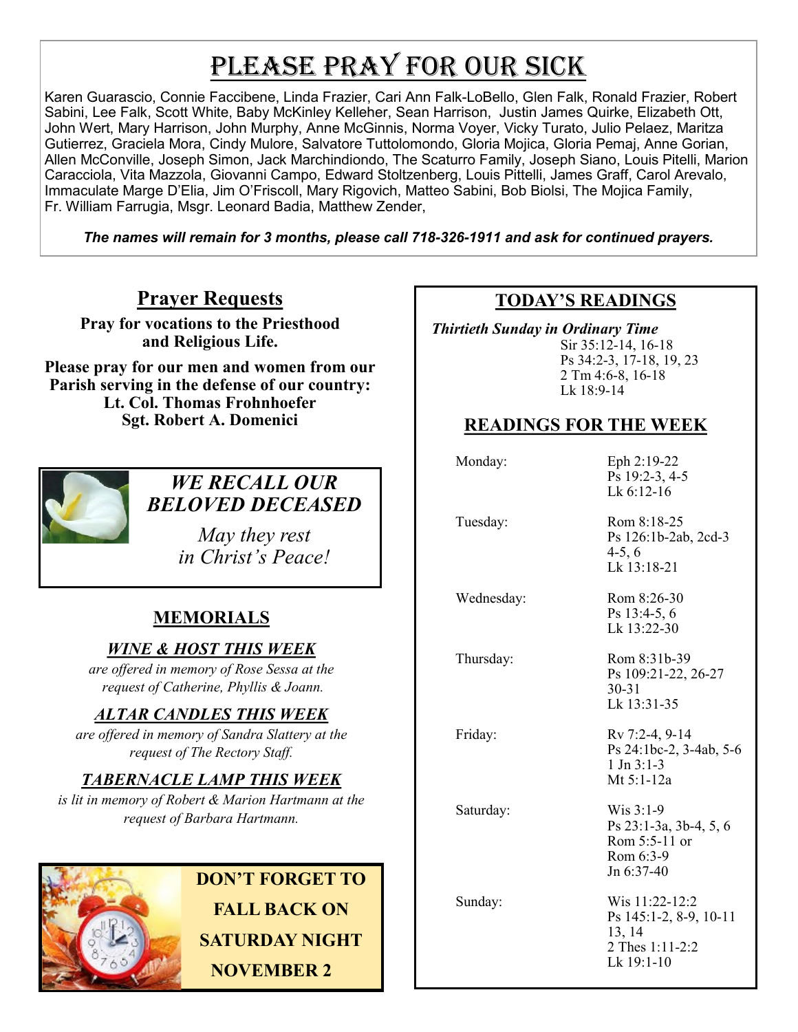# Please Pray for Our Sick

Karen Guarascio, Connie Faccibene, Linda Frazier, Cari Ann Falk-LoBello, Glen Falk, Ronald Frazier, Robert Sabini, Lee Falk, Scott White, Baby McKinley Kelleher, Sean Harrison, Justin James Quirke, Elizabeth Ott, John Wert, Mary Harrison, John Murphy, Anne McGinnis, Norma Voyer, Vicky Turato, Julio Pelaez, Maritza Gutierrez, Graciela Mora, Cindy Mulore, Salvatore Tuttolomondo, Gloria Mojica, Gloria Pemaj, Anne Gorian, Allen McConville, Joseph Simon, Jack Marchindiondo, The Scaturro Family, Joseph Siano, Louis Pitelli, Marion Caracciola, Vita Mazzola, Giovanni Campo, Edward Stoltzenberg, Louis Pittelli, James Graff, Carol Arevalo, Immaculate Marge D'Elia, Jim O'Friscoll, Mary Rigovich, Matteo Sabini, Bob Biolsi, The Mojica Family, Fr. William Farrugia, Msgr. Leonard Badia, Matthew Zender,

***The names will remain for 3 months, please call 718-326-1911 and ask for continued prayers.***

## Prayer Requests

**Pray for vocations to the Priesthood and Religious Life.**

**Please pray for our men and women from our Parish serving in the defense of our country:**
**Lt. Col. Thomas Frohnhoefer**
**Sgt. Robert A. Domenici**

***WE RECALL OUR BELOVED DECEASED***

*May they rest in Christ's Peace!*

## MEMORIALS

***WINE & HOST THIS WEEK***

*are offered in memory of Rose Sessa at the request of Catherine, Phyllis & Joann.*

***ALTAR CANDLES THIS WEEK***

*are offered in memory of Sandra Slattery at the request of The Rectory Staff.*

***TABERNACLE LAMP THIS WEEK***

*is lit in memory of Robert & Marion Hartmann at the request of Barbara Hartmann.*

**DON'T FORGET TO FALL BACK ON SATURDAY NIGHT NOVEMBER 2**

## TODAY'S READINGS

***Thirtieth Sunday in Ordinary Time***
Sir 35:12-14, 16-18
Ps 34:2-3, 17-18, 19, 23
2 Tm 4:6-8, 16-18
Lk 18:9-14

## READINGS FOR THE WEEK

| | |
|---|---|
| Monday: | Eph 2:19-22<br>Ps 19:2-3, 4-5<br>Lk 6:12-16 |
| Tuesday: | Rom 8:18-25<br>Ps 126:1b-2ab, 2cd-3 4-5, 6<br>Lk 13:18-21 |
| Wednesday: | Rom 8:26-30<br>Ps 13:4-5, 6<br>Lk 13:22-30 |
| Thursday: | Rom 8:31b-39<br>Ps 109:21-22, 26-27 30-31<br>Lk 13:31-35 |
| Friday: | Rv 7:2-4, 9-14<br>Ps 24:1bc-2, 3-4ab, 5-6<br>1 Jn 3:1-3<br>Mt 5:1-12a |
| Saturday: | Wis 3:1-9<br>Ps 23:1-3a, 3b-4, 5, 6<br>Rom 5:5-11 or<br>Rom 6:3-9<br>Jn 6:37-40 |
| Sunday: | Wis 11:22-12:2<br>Ps 145:1-2, 8-9, 10-11 13, 14<br>2 Thes 1:11-2:2<br>Lk 19:1-10 |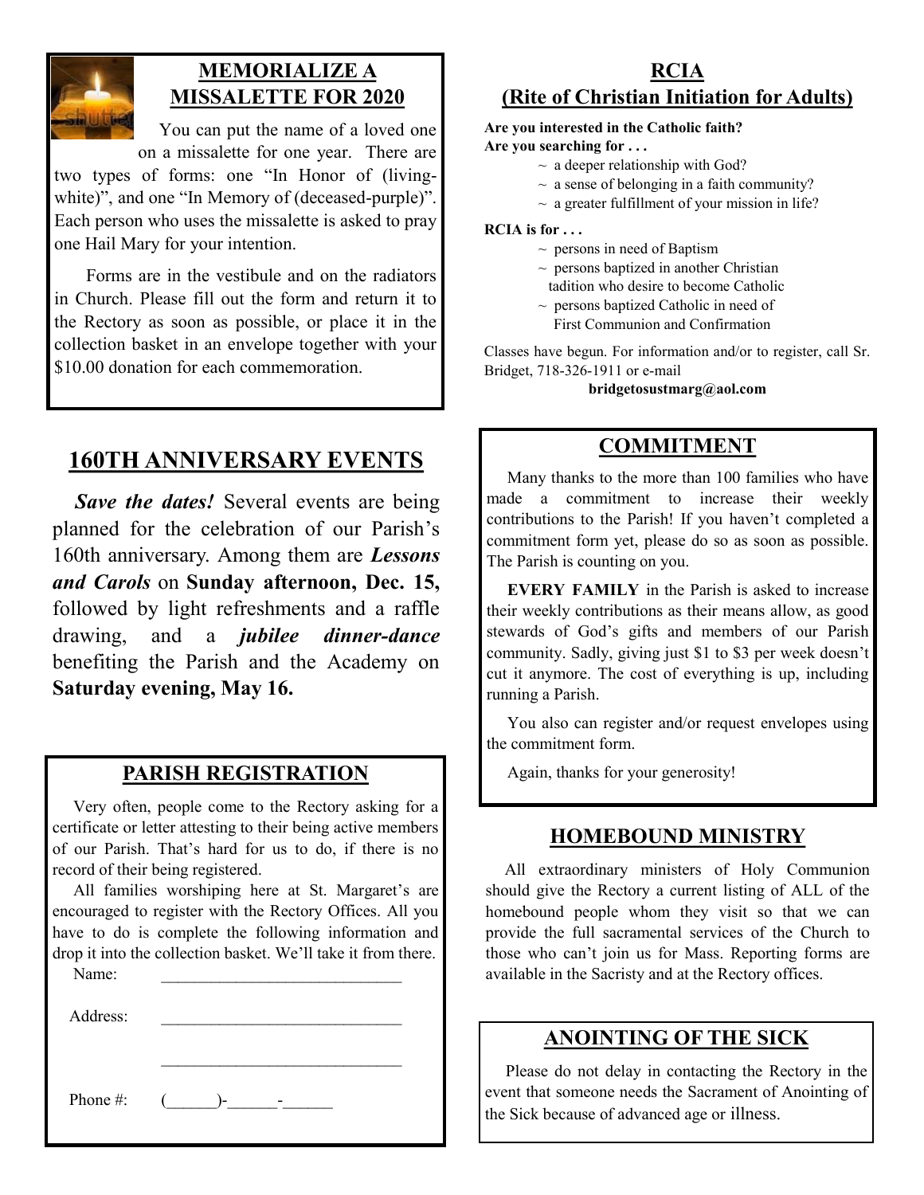## MEMORIALIZE A MISSALETTE FOR 2020

You can put the name of a loved one on a missalette for one year. There are two types of forms: one "In Honor of (living-white)", and one "In Memory of (deceased-purple)". Each person who uses the missalette is asked to pray one Hail Mary for your intention.

Forms are in the vestibule and on the radiators in Church. Please fill out the form and return it to the Rectory as soon as possible, or place it in the collection basket in an envelope together with your $10.00 donation for each commemoration.

## 160TH ANNIVERSARY EVENTS

***Save the dates!*** Several events are being planned for the celebration of our Parish's 160th anniversary. Among them are ***Lessons and Carols*** on **Sunday afternoon, Dec. 15,** followed by light refreshments and a raffle drawing, and a ***jubilee dinner-dance*** benefiting the Parish and the Academy on **Saturday evening, May 16.**

## PARISH REGISTRATION

Very often, people come to the Rectory asking for a certificate or letter attesting to their being active members of our Parish. That's hard for us to do, if there is no record of their being registered.

All families worshiping here at St. Margaret's are encouraged to register with the Rectory Offices. All you have to do is complete the following information and drop it into the collection basket. We'll take it from there.

Name: _____________________________

Address: _____________________________

_____________________________

Phone #: (______)-______-______

## RCIA
## (Rite of Christian Initiation for Adults)

**Are you interested in the Catholic faith?**
**Are you searching for . . .**

~ a deeper relationship with God?
~ a sense of belonging in a faith community?
~ a greater fulfillment of your mission in life?

**RCIA is for . . .**

~ persons in need of Baptism
~ persons baptized in another Christian tadition who desire to become Catholic
~ persons baptized Catholic in need of First Communion and Confirmation

Classes have begun. For information and/or to register, call Sr. Bridget, 718-326-1911 or e-mail **bridgetosustmarg@aol.com**

## COMMITMENT

Many thanks to the more than 100 families who have made a commitment to increase their weekly contributions to the Parish! If you haven't completed a commitment form yet, please do so as soon as possible. The Parish is counting on you.

**EVERY FAMILY** in the Parish is asked to increase their weekly contributions as their means allow, as good stewards of God's gifts and members of our Parish community. Sadly, giving just $1 to $3 per week doesn't cut it anymore. The cost of everything is up, including running a Parish.

You also can register and/or request envelopes using the commitment form.

Again, thanks for your generosity!

## HOMEBOUND MINISTRY

All extraordinary ministers of Holy Communion should give the Rectory a current listing of ALL of the homebound people whom they visit so that we can provide the full sacramental services of the Church to those who can't join us for Mass. Reporting forms are available in the Sacristy and at the Rectory offices.

## ANOINTING OF THE SICK

Please do not delay in contacting the Rectory in the event that someone needs the Sacrament of Anointing of the Sick because of advanced age or illness.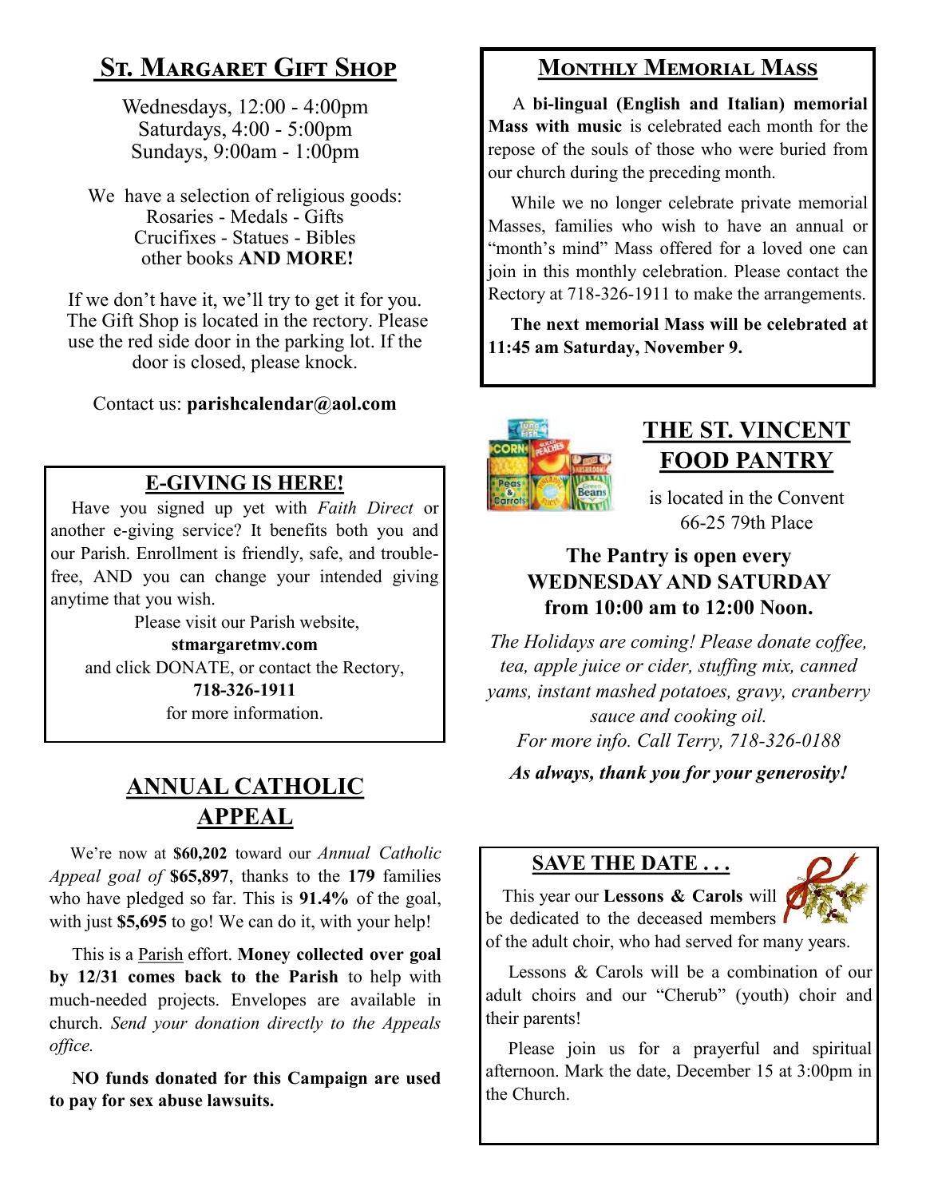## St. Margaret Gift Shop

Wednesdays, 12:00 - 4:00pm
Saturdays, 4:00 - 5:00pm
Sundays, 9:00am - 1:00pm

We have a selection of religious goods:
Rosaries - Medals - Gifts
Crucifixes - Statues - Bibles
other books **AND MORE!**

If we don't have it, we'll try to get it for you. The Gift Shop is located in the rectory. Please use the red side door in the parking lot. If the door is closed, please knock.

Contact us: **parishcalendar@aol.com**

## E-GIVING IS HERE!

Have you signed up yet with *Faith Direct* or another e-giving service? It benefits both you and our Parish. Enrollment is friendly, safe, and trouble-free, AND you can change your intended giving anytime that you wish.

Please visit our Parish website,
**stmargaretmv.com**
and click DONATE, or contact the Rectory,
**718-326-1911**
for more information.

## ANNUAL CATHOLIC APPEAL

We're now at **$60,202** toward our *Annual Catholic Appeal goal of* **$65,897**, thanks to the **179** families who have pledged so far. This is **91.4%** of the goal, with just **$5,695** to go! We can do it, with your help!

This is a Parish effort. **Money collected over goal by 12/31 comes back to the Parish** to help with much-needed projects. Envelopes are available in church. *Send your donation directly to the Appeals office.*

**NO funds donated for this Campaign are used to pay for sex abuse lawsuits.**

## Monthly Memorial Mass

A **bi-lingual (English and Italian) memorial Mass with music** is celebrated each month for the repose of the souls of those who were buried from our church during the preceding month.

While we no longer celebrate private memorial Masses, families who wish to have an annual or "month's mind" Mass offered for a loved one can join in this monthly celebration. Please contact the Rectory at 718-326-1911 to make the arrangements.

**The next memorial Mass will be celebrated at 11:45 am Saturday, November 9.**

## THE ST. VINCENT FOOD PANTRY

is located in the Convent
66-25 79th Place

**The Pantry is open every WEDNESDAY AND SATURDAY from 10:00 am to 12:00 Noon.**

*The Holidays are coming! Please donate coffee, tea, apple juice or cider, stuffing mix, canned yams, instant mashed potatoes, gravy, cranberry sauce and cooking oil.*
*For more info. Call Terry, 718-326-0188*

***As always, thank you for your generosity!***

## SAVE THE DATE . . .

This year our **Lessons & Carols** will be dedicated to the deceased members of the adult choir, who had served for many years.

Lessons & Carols will be a combination of our adult choirs and our "Cherub" (youth) choir and their parents!

Please join us for a prayerful and spiritual afternoon. Mark the date, December 15 at 3:00pm in the Church.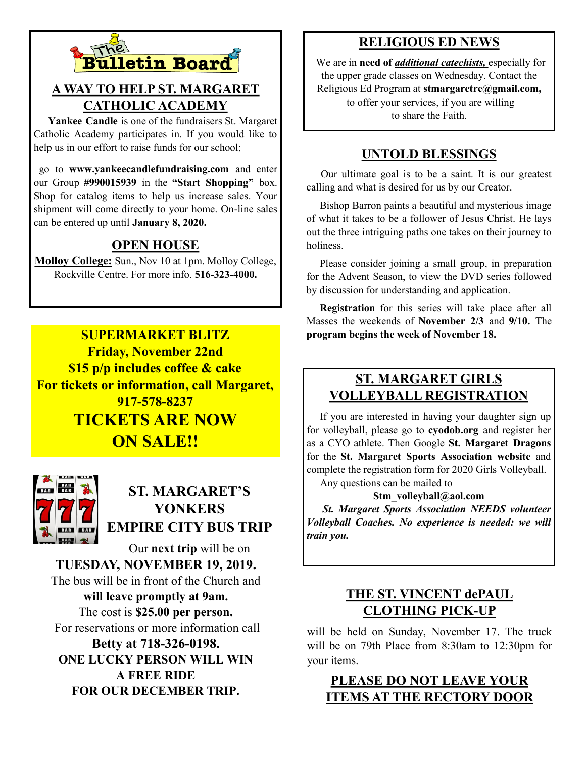# The Bulletin Board

## A WAY TO HELP ST. MARGARET CATHOLIC ACADEMY

**Yankee Candle** is one of the fundraisers St. Margaret Catholic Academy participates in. If you would like to help us in our effort to raise funds for our school;

go to **www.yankeecandlefundraising.com** and enter our Group **#990015939** in the **"Start Shopping"** box. Shop for catalog items to help us increase sales. Your shipment will come directly to your home. On-line sales can be entered up until **January 8, 2020.**

## OPEN HOUSE

**Molloy College:** Sun., Nov 10 at 1pm. Molloy College, Rockville Centre. For more info. **516-323-4000.**

**SUPERMARKET BLITZ**
**Friday, November 22nd**
**$15 p/p includes coffee & cake**
**For tickets or information, call Margaret, 917-578-8237**
**TICKETS ARE NOW ON SALE!!**

## ST. MARGARET'S YONKERS EMPIRE CITY BUS TRIP

Our **next trip** will be on
**TUESDAY, NOVEMBER 19, 2019.**
The bus will be in front of the Church and **will leave promptly at 9am.**
The cost is **$25.00 per person.**
For reservations or more information call
**Betty at 718-326-0198.**
**ONE LUCKY PERSON WILL WIN A FREE RIDE FOR OUR DECEMBER TRIP.**

## RELIGIOUS ED NEWS

We are in **need of *additional catechists,*** especially for the upper grade classes on Wednesday. Contact the Religious Ed Program at **stmargaretre@gmail.com,** to offer your services, if you are willing to share the Faith.

## UNTOLD BLESSINGS

Our ultimate goal is to be a saint. It is our greatest calling and what is desired for us by our Creator.

Bishop Barron paints a beautiful and mysterious image of what it takes to be a follower of Jesus Christ. He lays out the three intriguing paths one takes on their journey to holiness.

Please consider joining a small group, in preparation for the Advent Season, to view the DVD series followed by discussion for understanding and application.

**Registration** for this series will take place after all Masses the weekends of **November 2/3** and **9/10.** The **program begins the week of November 18.**

## ST. MARGARET GIRLS VOLLEYBALL REGISTRATION

If you are interested in having your daughter sign up for volleyball, please go to **cyodob.org** and register her as a CYO athlete. Then Google **St. Margaret Dragons** for the **St. Margaret Sports Association website** and complete the registration form for 2020 Girls Volleyball.

Any questions can be mailed to

**Stm_volleyball@aol.com**

***St. Margaret Sports Association NEEDS volunteer Volleyball Coaches. No experience is needed: we will train you.***

## THE ST. VINCENT dePAUL CLOTHING PICK-UP

will be held on Sunday, November 17. The truck will be on 79th Place from 8:30am to 12:30pm for your items.

## PLEASE DO NOT LEAVE YOUR ITEMS AT THE RECTORY DOOR